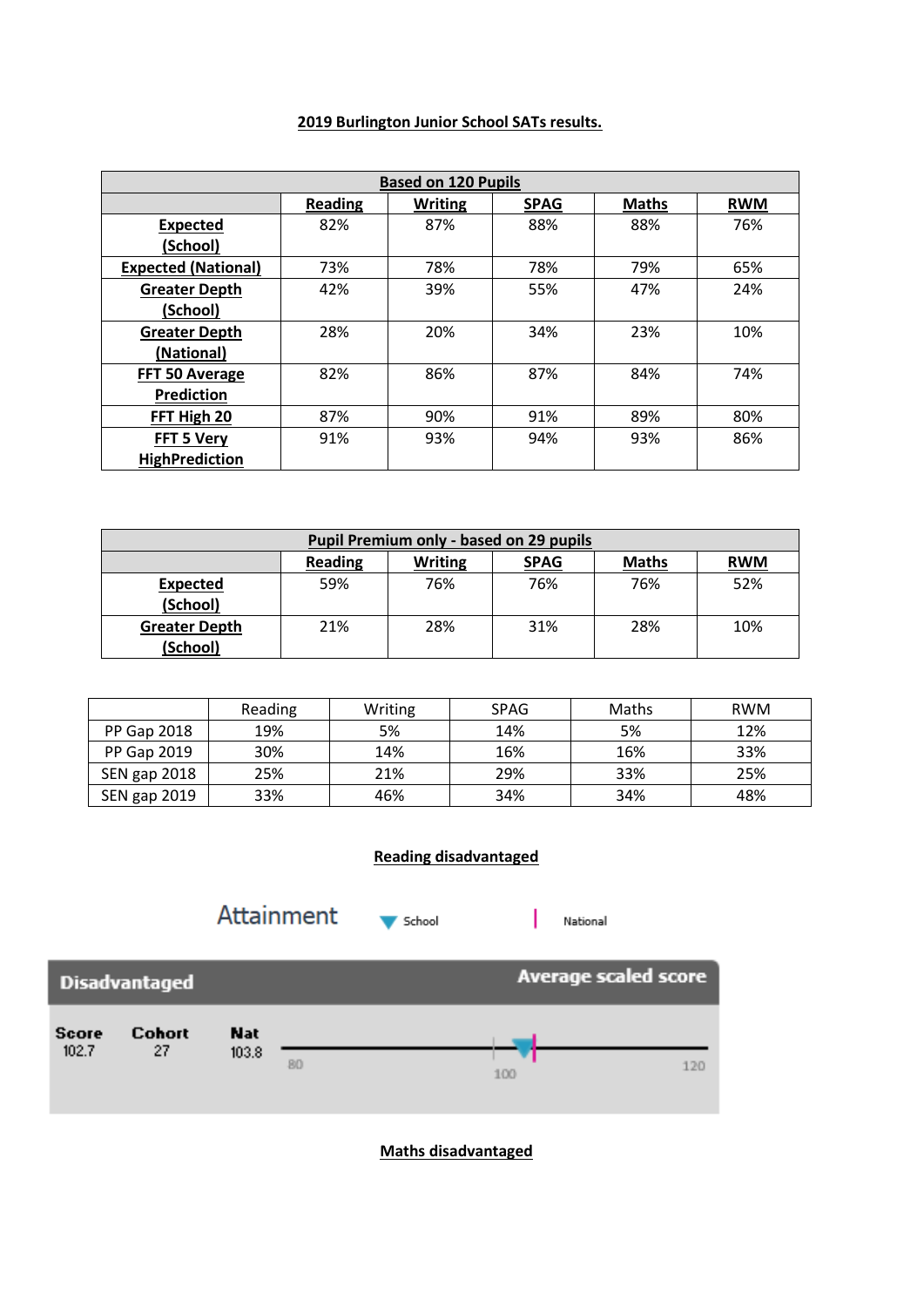**2019 Burlington Junior School SATs results.**

| Based on 120 Pupils | | | | | |
|---|---|---|---|---|---|
| | **Reading** | **Writing** | **SPAG** | **Maths** | **RWM** |
| **Expected (School)** | 82% | 87% | 88% | 88% | 76% |
| **Expected (National)** | 73% | 78% | 78% | 79% | 65% |
| **Greater Depth (School)** | 42% | 39% | 55% | 47% | 24% |
| **Greater Depth (National)** | 28% | 20% | 34% | 23% | 10% |
| **FFT 50 Average Prediction** | 82% | 86% | 87% | 84% | 74% |
| **FFT High 20** | 87% | 90% | 91% | 89% | 80% |
| **FFT 5 Very HighPrediction** | 91% | 93% | 94% | 93% | 86% |

| Pupil Premium only - based on 29 pupils | | | | | |
|---|---|---|---|---|---|
| | **Reading** | **Writing** | **SPAG** | **Maths** | **RWM** |
| **Expected (School)** | 59% | 76% | 76% | 76% | 52% |
| **Greater Depth (School)** | 21% | 28% | 31% | 28% | 10% |

| | Reading | Writing | SPAG | Maths | RWM |
|---|---|---|---|---|---|
| PP Gap 2018 | 19% | 5% | 14% | 5% | 12% |
| PP Gap 2019 | 30% | 14% | 16% | 16% | 33% |
| SEN gap 2018 | 25% | 21% | 29% | 33% | 25% |
| SEN gap 2019 | 33% | 46% | 34% | 34% | 48% |

**Reading disadvantaged**

Attainment — School | National

**Disadvantaged** — **Average scaled score**

| Score | Cohort | Nat |
|---|---|---|
| 102.7 | 27 | 103.8 |

80 — 100 — 120

**Maths disadvantaged**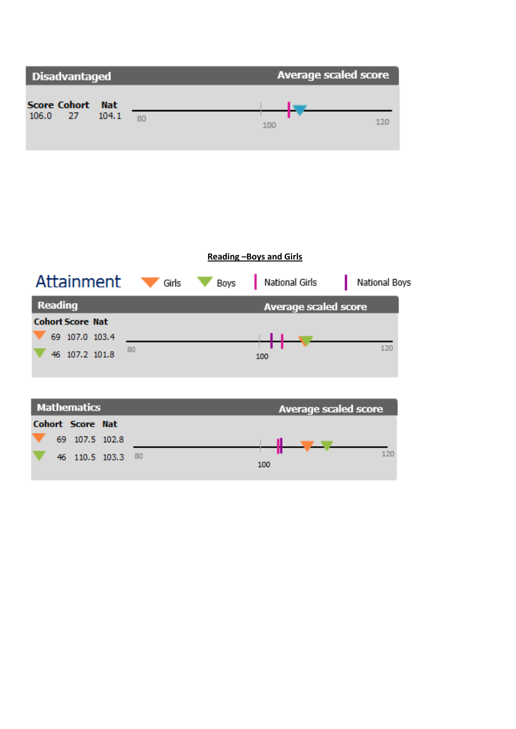**Disadvantaged** — Average scaled score

| Score | Cohort | Nat |
|---|---|---|
| 106.0 | 27 | 104.1 |

80 — 100 — 120

**Reading –Boys and Girls**

## Attainment

Girls | Boys | National Girls | National Boys

**Reading** — Average scaled score

| | Cohort | Score | Nat |
|---|---|---|---|
| Girls | 69 | 107.0 | 103.4 |
| Boys | 46 | 107.2 | 101.8 |

80 — 100 — 120

**Mathematics** — Average scaled score

| | Cohort | Score | Nat |
|---|---|---|---|
| Girls | 69 | 107.5 | 102.8 |
| Boys | 46 | 110.5 | 103.3 |

80 — 100 — 120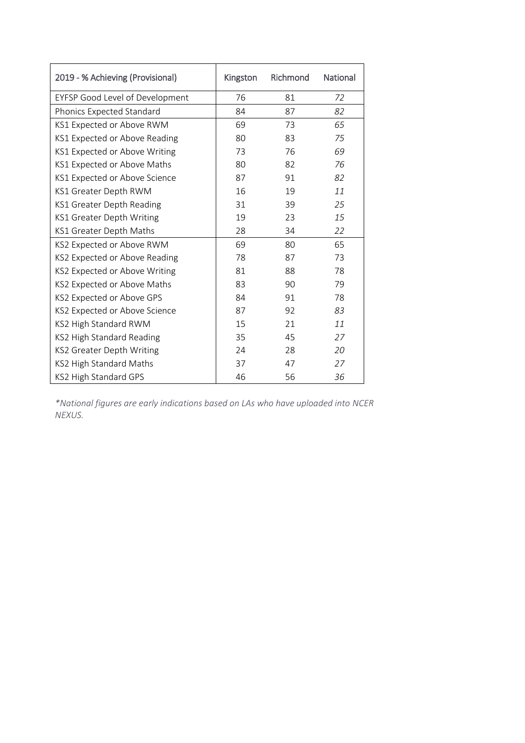| 2019 - % Achieving (Provisional) | Kingston | Richmond | National |
|---|---|---|---|
| EYFSP Good Level of Development | 76 | 81 | *72* |
| Phonics Expected Standard | 84 | 87 | *82* |
| KS1 Expected or Above RWM | 69 | 73 | *65* |
| KS1 Expected or Above Reading | 80 | 83 | *75* |
| KS1 Expected or Above Writing | 73 | 76 | *69* |
| KS1 Expected or Above Maths | 80 | 82 | *76* |
| KS1 Expected or Above Science | 87 | 91 | *82* |
| KS1 Greater Depth RWM | 16 | 19 | *11* |
| KS1 Greater Depth Reading | 31 | 39 | *25* |
| KS1 Greater Depth Writing | 19 | 23 | *15* |
| KS1 Greater Depth Maths | 28 | 34 | *22* |
| KS2 Expected or Above RWM | 69 | 80 | 65 |
| KS2 Expected or Above Reading | 78 | 87 | 73 |
| KS2 Expected or Above Writing | 81 | 88 | 78 |
| KS2 Expected or Above Maths | 83 | 90 | 79 |
| KS2 Expected or Above GPS | 84 | 91 | 78 |
| KS2 Expected or Above Science | 87 | 92 | *83* |
| KS2 High Standard RWM | 15 | 21 | *11* |
| KS2 High Standard Reading | 35 | 45 | *27* |
| KS2 Greater Depth Writing | 24 | 28 | *20* |
| KS2 High Standard Maths | 37 | 47 | *27* |
| KS2 High Standard GPS | 46 | 56 | *36* |

*\*National figures are early indications based on LAs who have uploaded into NCER NEXUS.*